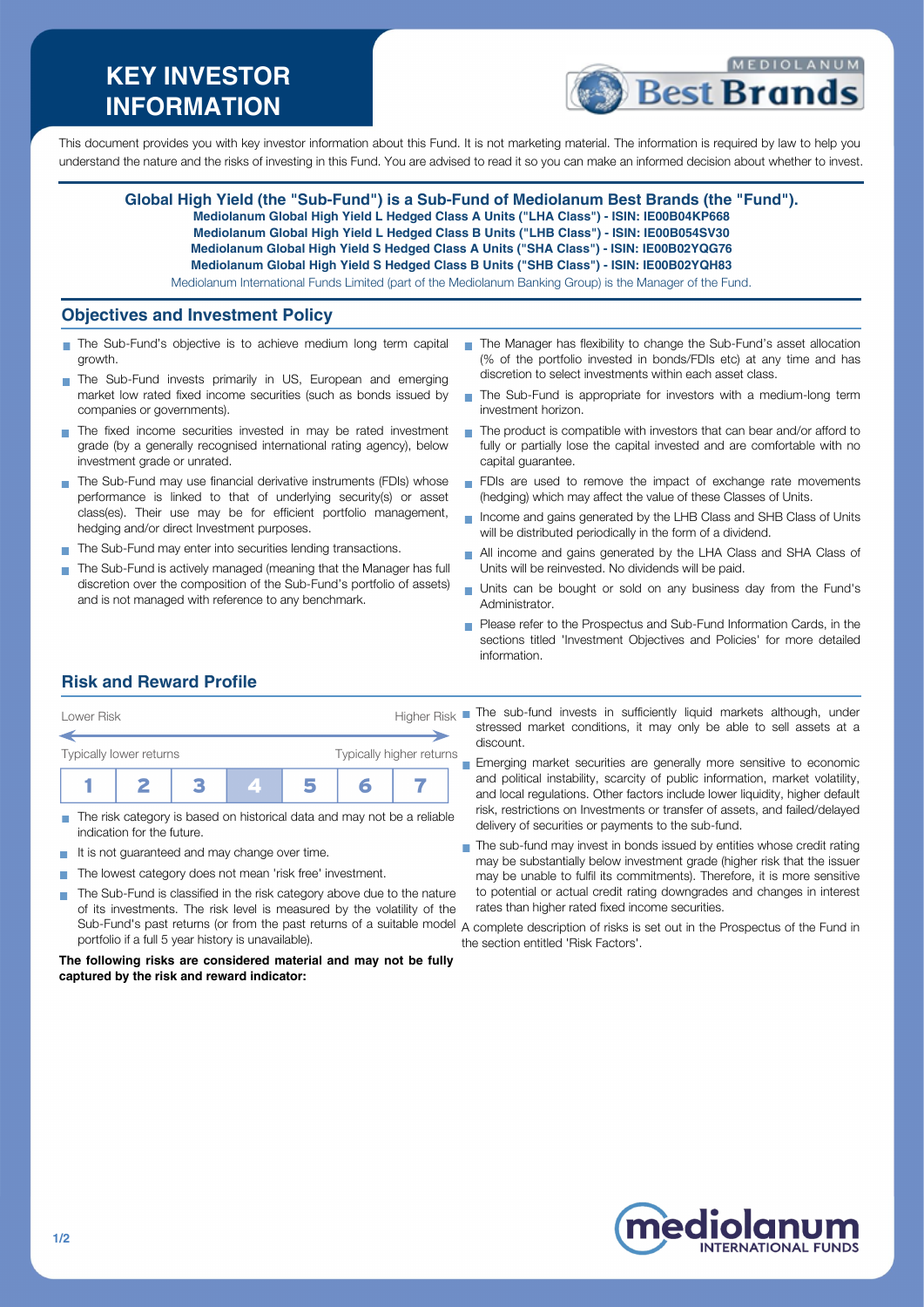# KEY INVESTOR INFORMATION

This document provides you with key investor information about this Fund. It is not marketing material. The information is required by law to help you understand the nature and the risks of investing in this Fund. You are advised to read it so you can make an informed decision about whether to invest.

**Global High Yield (the "Sub-Fund") is a Sub-Fund of Mediolanum Best Brands (the "Fund").**
**Mediolanum Global High Yield L Hedged Class A Units ("LHA Class") - ISIN: IE00B04KP668**
**Mediolanum Global High Yield L Hedged Class B Units ("LHB Class") - ISIN: IE00B054SV30**
**Mediolanum Global High Yield S Hedged Class A Units ("SHA Class") - ISIN: IE00B02YQG76**
**Mediolanum Global High Yield S Hedged Class B Units ("SHB Class") - ISIN: IE00B02YQH83**
Mediolanum International Funds Limited (part of the Mediolanum Banking Group) is the Manager of the Fund.

## Objectives and Investment Policy

- The Sub-Fund's objective is to achieve medium long term capital growth.
- The Sub-Fund invests primarily in US, European and emerging market low rated fixed income securities (such as bonds issued by companies or governments).
- The fixed income securities invested in may be rated investment grade (by a generally recognised international rating agency), below investment grade or unrated.
- The Sub-Fund may use financial derivative instruments (FDIs) whose performance is linked to that of underlying security(s) or asset class(es). Their use may be for efficient portfolio management, hedging and/or direct Investment purposes.
- The Sub-Fund may enter into securities lending transactions.
- The Sub-Fund is actively managed (meaning that the Manager has full discretion over the composition of the Sub-Fund's portfolio of assets) and is not managed with reference to any benchmark.
- The Manager has flexibility to change the Sub-Fund's asset allocation (% of the portfolio invested in bonds/FDIs etc) at any time and has discretion to select investments within each asset class.
- The Sub-Fund is appropriate for investors with a medium-long term investment horizon.
- The product is compatible with investors that can bear and/or afford to fully or partially lose the capital invested and are comfortable with no capital guarantee.
- FDIs are used to remove the impact of exchange rate movements (hedging) which may affect the value of these Classes of Units.
- Income and gains generated by the LHB Class and SHB Class of Units will be distributed periodically in the form of a dividend.
- All income and gains generated by the LHA Class and SHA Class of Units will be reinvested. No dividends will be paid.
- Units can be bought or sold on any business day from the Fund's Administrator.
- Please refer to the Prospectus and Sub-Fund Information Cards, in the sections titled 'Investment Objectives and Policies' for more detailed information.

## Risk and Reward Profile

Lower Risk — Higher Risk

Typically lower returns — Typically higher returns

| 1 | 2 | 3 | **4** | 5 | 6 | 7 |
|---|---|---|---|---|---|---|

- The risk category is based on historical data and may not be a reliable indication for the future.
- It is not guaranteed and may change over time.
- The lowest category does not mean 'risk free' investment.
- The Sub-Fund is classified in the risk category above due to the nature of its investments. The risk level is measured by the volatility of the Sub-Fund's past returns (or from the past returns of a suitable model portfolio if a full 5 year history is unavailable).

**The following risks are considered material and may not be fully captured by the risk and reward indicator:**

- The sub-fund invests in sufficiently liquid markets although, under stressed market conditions, it may only be able to sell assets at a discount.
- Emerging market securities are generally more sensitive to economic and political instability, scarcity of public information, market volatility, and local regulations. Other factors include lower liquidity, higher default risk, restrictions on Investments or transfer of assets, and failed/delayed delivery of securities or payments to the sub-fund.
- The sub-fund may invest in bonds issued by entities whose credit rating may be substantially below investment grade (higher risk that the issuer may be unable to fulfil its commitments). Therefore, it is more sensitive to potential or actual credit rating downgrades and changes in interest rates than higher rated fixed income securities.

A complete description of risks is set out in the Prospectus of the Fund in the section entitled 'Risk Factors'.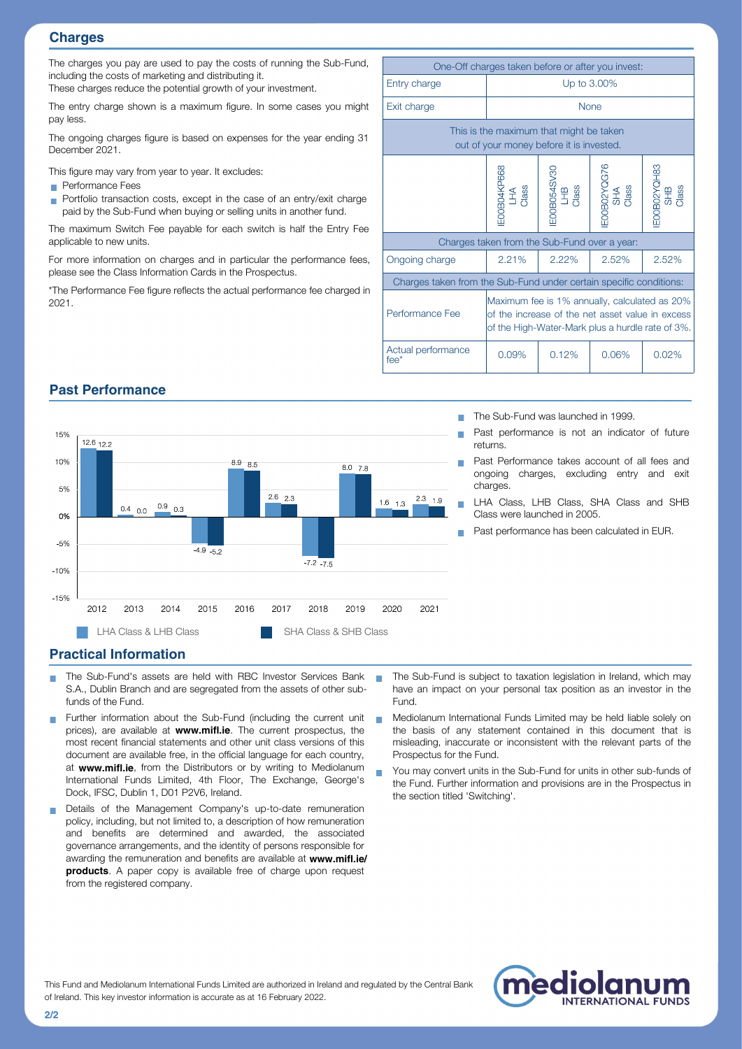## Charges

The charges you pay are used to pay the costs of running the Sub-Fund, including the costs of marketing and distributing it.
These charges reduce the potential growth of your investment.

The entry charge shown is a maximum figure. In some cases you might pay less.

The ongoing charges figure is based on expenses for the year ending 31 December 2021.

This figure may vary from year to year. It excludes:

- Performance Fees
- Portfolio transaction costs, except in the case of an entry/exit charge paid by the Sub-Fund when buying or selling units in another fund.

The maximum Switch Fee payable for each switch is half the Entry Fee applicable to new units.

For more information on charges and in particular the performance fees, please see the Class Information Cards in the Prospectus.

*The Performance Fee figure reflects the actual performance fee charged in 2021.

| One-Off charges taken before or after you invest: | | | | |
|---|---|---|---|---|
| Entry charge | Up to 3.00% | | | |
| Exit charge | None | | | |
| This is the maximum that might be taken out of your money before it is invested. | | | | |
| | IE00B04KP668 LHA Class | IE00B054SV30 LHB Class | IE00B02YQG76 SHA Class | IE00B02YQH83 SHB Class |
| Charges taken from the Sub-Fund over a year: | | | | |
| Ongoing charge | 2.21% | 2.22% | 2.52% | 2.52% |
| Charges taken from the Sub-Fund under certain specific conditions: | | | | |
| Performance Fee | Maximum fee is 1% annually, calculated as 20% of the increase of the net asset value in excess of the High-Water-Mark plus a hurdle rate of 3%. | | | |
| Actual performance fee* | 0.09% | 0.12% | 0.06% | 0.02% |

## Past Performance

15%
10%
5%
0%
-5%
-10%
-15%

12.6 12.2
0.4 0.0
0.9 0.3
-4.9 -5.2
8.9 8.5
2.6 2.3
-7.2 -7.5
8.0 7.8
1.6 1.3
2.3 1.9

2012 2013 2014 2015 2016 2017 2018 2019 2020 2021

LHA Class & LHB Class
SHA Class & SHB Class

- The Sub-Fund was launched in 1999.
- Past performance is not an indicator of future returns.
- Past Performance takes account of all fees and ongoing charges, excluding entry and exit charges.
- LHA Class, LHB Class, SHA Class and SHB Class were launched in 2005.
- Past performance has been calculated in EUR.

## Practical Information

- The Sub-Fund's assets are held with RBC Investor Services Bank S.A., Dublin Branch and are segregated from the assets of other sub-funds of the Fund.
- Further information about the Sub-Fund (including the current unit prices), are available at **www.mifl.ie**. The current prospectus, the most recent financial statements and other unit class versions of this document are available free, in the official language for each country, at **www.mifl.ie**, from the Distributors or by writing to Mediolanum International Funds Limited, 4th Floor, The Exchange, George's Dock, IFSC, Dublin 1, D01 P2V6, Ireland.
- Details of the Management Company's up-to-date remuneration policy, including, but not limited to, a description of how remuneration and benefits are determined and awarded, the associated governance arrangements, and the identity of persons responsible for awarding the remuneration and benefits are available at **www.mifl.ie/products**. A paper copy is available free of charge upon request from the registered company.
- The Sub-Fund is subject to taxation legislation in Ireland, which may have an impact on your personal tax position as an investor in the Fund.
- Mediolanum International Funds Limited may be held liable solely on the basis of any statement contained in this document that is misleading, inaccurate or inconsistent with the relevant parts of the Prospectus for the Fund.
- You may convert units in the Sub-Fund for units in other sub-funds of the Fund. Further information and provisions are in the Prospectus in the section titled 'Switching'.

This Fund and Mediolanum International Funds Limited are authorized in Ireland and regulated by the Central Bank of Ireland. This key investor information is accurate as at 16 February 2022.

mediolanum INTERNATIONAL FUNDS